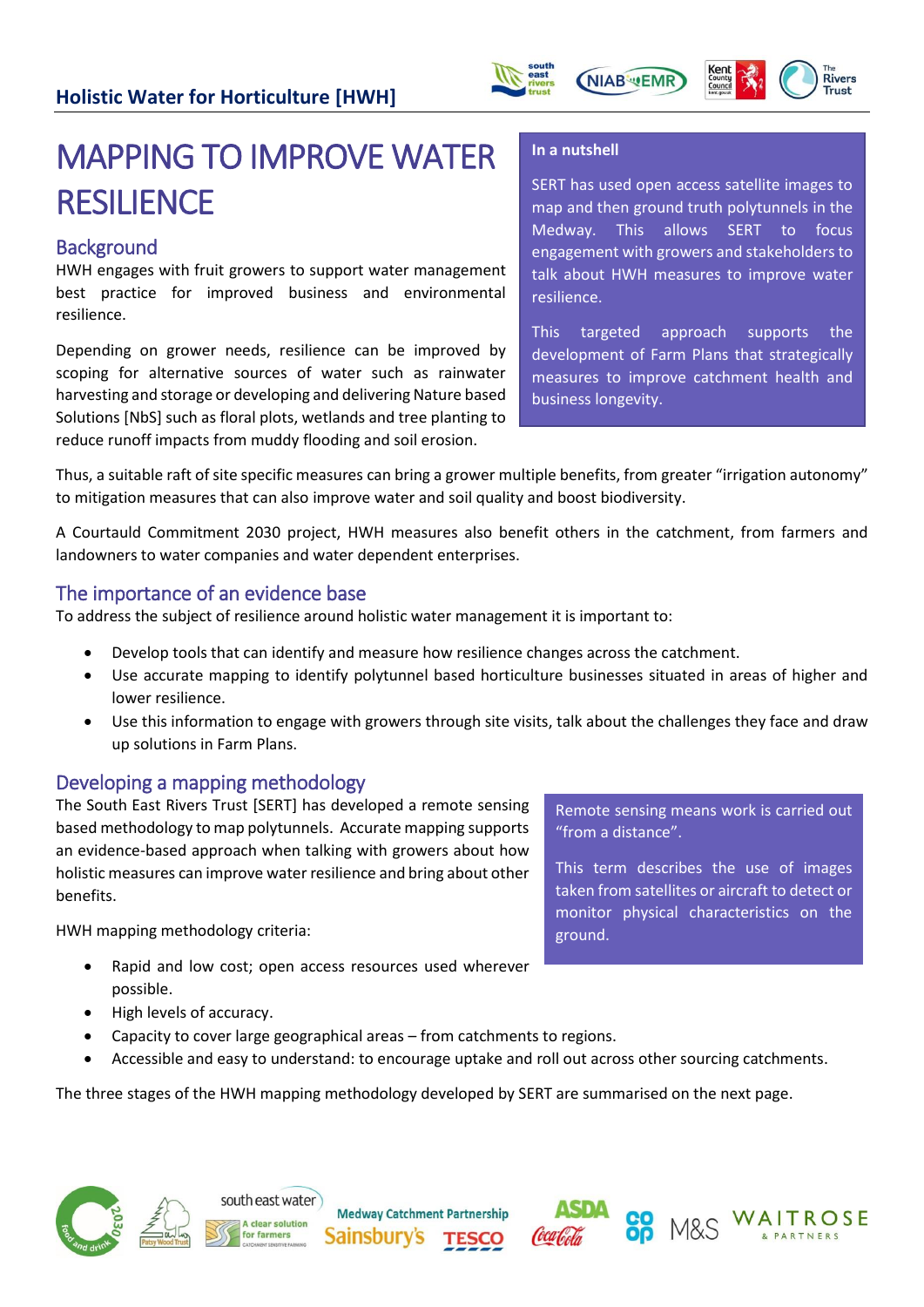Holistic Water for Horticulture [HWH]

# MAPPING TO IMPROVE WATER RESILIENCE

## Background

HWH engages with fruit growers to support water management best practice for improved business and environmental resilience.

Depending on grower needs, resilience can be improved by scoping for alternative sources of water such as rainwater harvesting and storage or developing and delivering Nature based Solutions [NbS] such as floral plots, wetlands and tree planting to reduce runoff impacts from muddy flooding and soil erosion.

**In a nutshell**

SERT has used open access satellite images to map and then ground truth polytunnels in the Medway. This allows SERT to focus engagement with growers and stakeholders to talk about HWH measures to improve water resilience.

This targeted approach supports the development of Farm Plans that strategically measures to improve catchment health and business longevity.

Thus, a suitable raft of site specific measures can bring a grower multiple benefits, from greater "irrigation autonomy" to mitigation measures that can also improve water and soil quality and boost biodiversity.

A Courtauld Commitment 2030 project, HWH measures also benefit others in the catchment, from farmers and landowners to water companies and water dependent enterprises.

## The importance of an evidence base

To address the subject of resilience around holistic water management it is important to:

- Develop tools that can identify and measure how resilience changes across the catchment.
- Use accurate mapping to identify polytunnel based horticulture businesses situated in areas of higher and lower resilience.
- Use this information to engage with growers through site visits, talk about the challenges they face and draw up solutions in Farm Plans.

## Developing a mapping methodology

The South East Rivers Trust [SERT] has developed a remote sensing based methodology to map polytunnels. Accurate mapping supports an evidence-based approach when talking with growers about how holistic measures can improve water resilience and bring about other benefits.

Remote sensing means work is carried out "from a distance".

This term describes the use of images taken from satellites or aircraft to detect or monitor physical characteristics on the ground.

HWH mapping methodology criteria:

- Rapid and low cost; open access resources used wherever possible.
- High levels of accuracy.
- Capacity to cover large geographical areas – from catchments to regions.
- Accessible and easy to understand: to encourage uptake and roll out across other sourcing catchments.

The three stages of the HWH mapping methodology developed by SERT are summarised on the next page.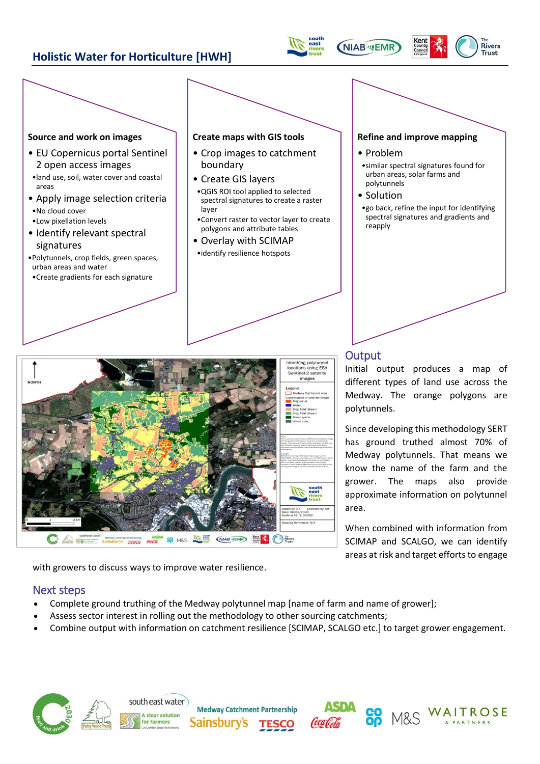## Holistic Water for Horticulture [HWH]

### Source and work on images

- EU Copernicus portal Sentinel 2 open access images
  - land use, soil, water cover and coastal areas
- Apply image selection criteria
  - No cloud cover
  - Low pixellation levels
- Identify relevant spectral signatures
  - Polytunnels, crop fields, green spaces, urban areas and water
  - Create gradients for each signature

### Create maps with GIS tools

- Crop images to catchment boundary
- Create GIS layers
  - QGIS ROI tool applied to selected spectral signatures to create a raster layer
  - Convert raster to vector layer to create polygons and attribute tables
- Overlay with SCIMAP
  - identify resilience hotspots

### Refine and improve mapping

- Problem
  - similar spectral signatures found for urban areas, solar farms and polytunnels
- Solution
  - go back, refine the input for identifying spectral signatures and gradients and reapply

Identifying polytunnel locations using ESA Sentinel-2 satellite images

Legend
Medway Catchment area
Classification of satellite image
Polytunnel
Water
Crop field (Brown)
Crop field (Green)
Green space
Urban area

NORTH

0 1 2 km

Drawn by: NK Checked by: SH
Date: 04/02/2020
Scale at A3: 1: 33000
Drawing Reference: N/A

## Output

Initial output produces a map of different types of land use across the Medway. The orange polygons are polytunnels.

Since developing this methodology SERT has ground truthed almost 70% of Medway polytunnels. That means we know the name of the farm and the grower. The maps also provide approximate information on polytunnel area.

When combined with information from SCIMAP and SCALGO, we can identify areas at risk and target efforts to engage with growers to discuss ways to improve water resilience.

## Next steps

- Complete ground truthing of the Medway polytunnel map [name of farm and name of grower];
- Assess sector interest in rolling out the methodology to other sourcing catchments;
- Combine output with information on catchment resilience [SCIMAP, SCALGO etc.] to target grower engagement.